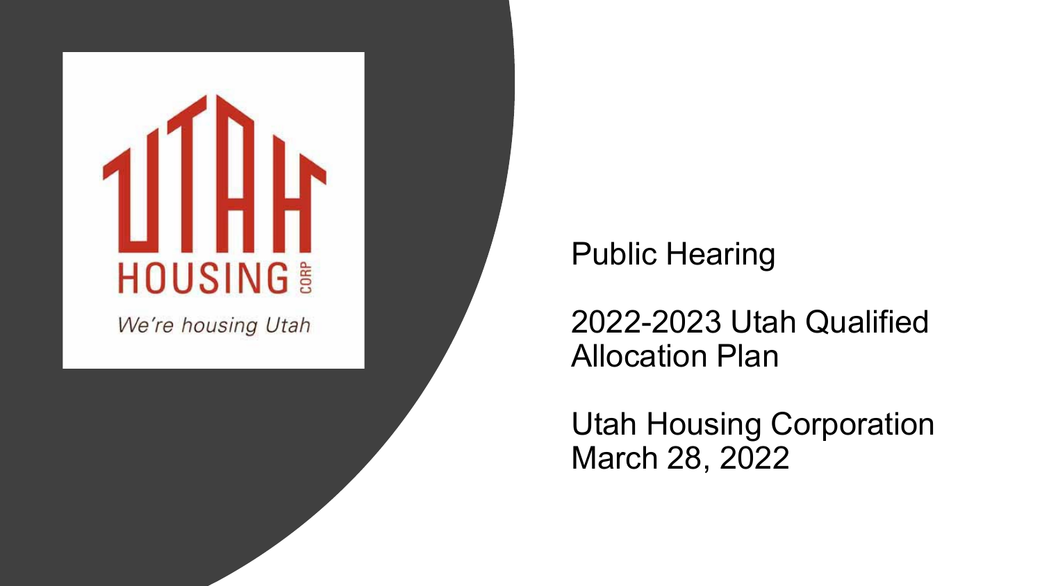UTAH HOUSING CORP

*We're housing Utah*

# Public Hearing

## 2022-2023 Utah Qualified Allocation Plan

Utah Housing Corporation
March 28, 2022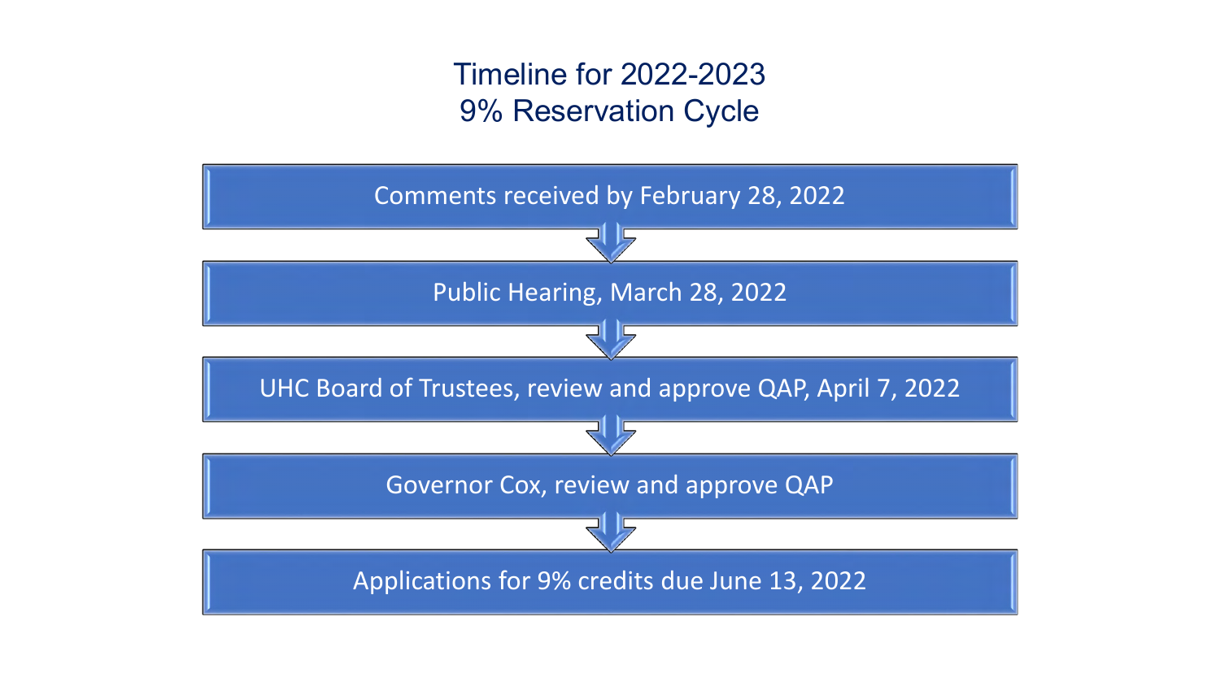# Timeline for 2022-2023
# 9% Reservation Cycle

- Comments received by February 28, 2022
- Public Hearing, March 28, 2022
- UHC Board of Trustees, review and approve QAP, April 7, 2022
- Governor Cox, review and approve QAP
- Applications for 9% credits due June 13, 2022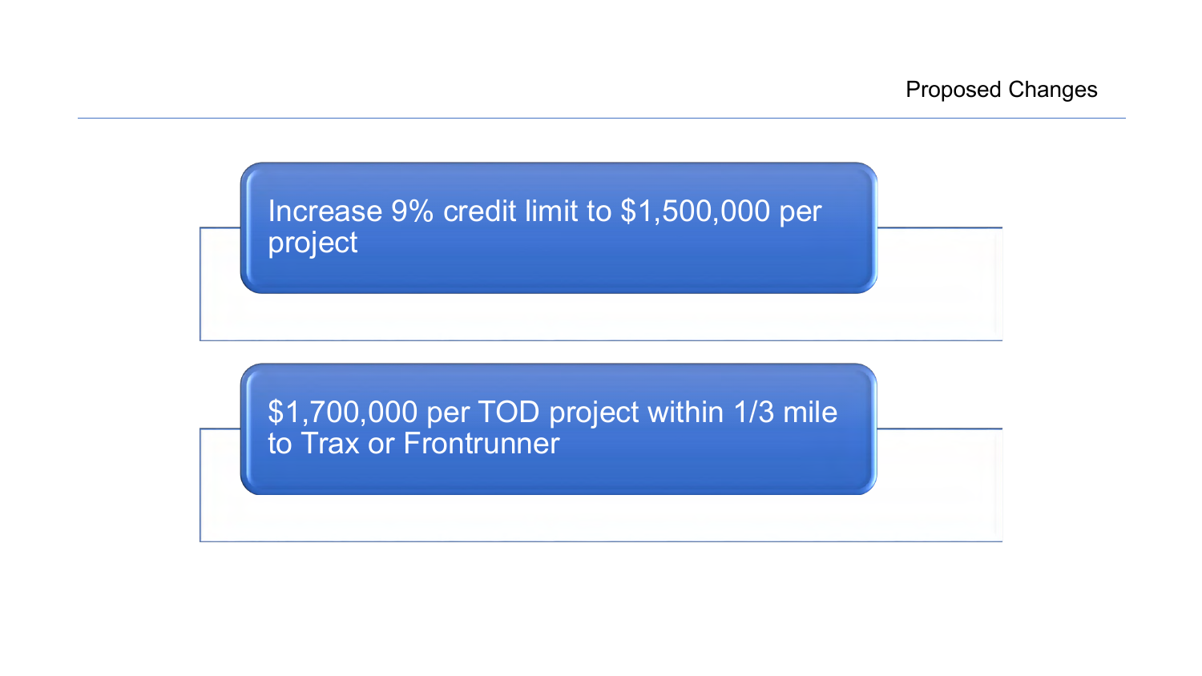## Proposed Changes

- Increase 9% credit limit to $1,500,000 per project
- $1,700,000 per TOD project within 1/3 mile to Trax or Frontrunner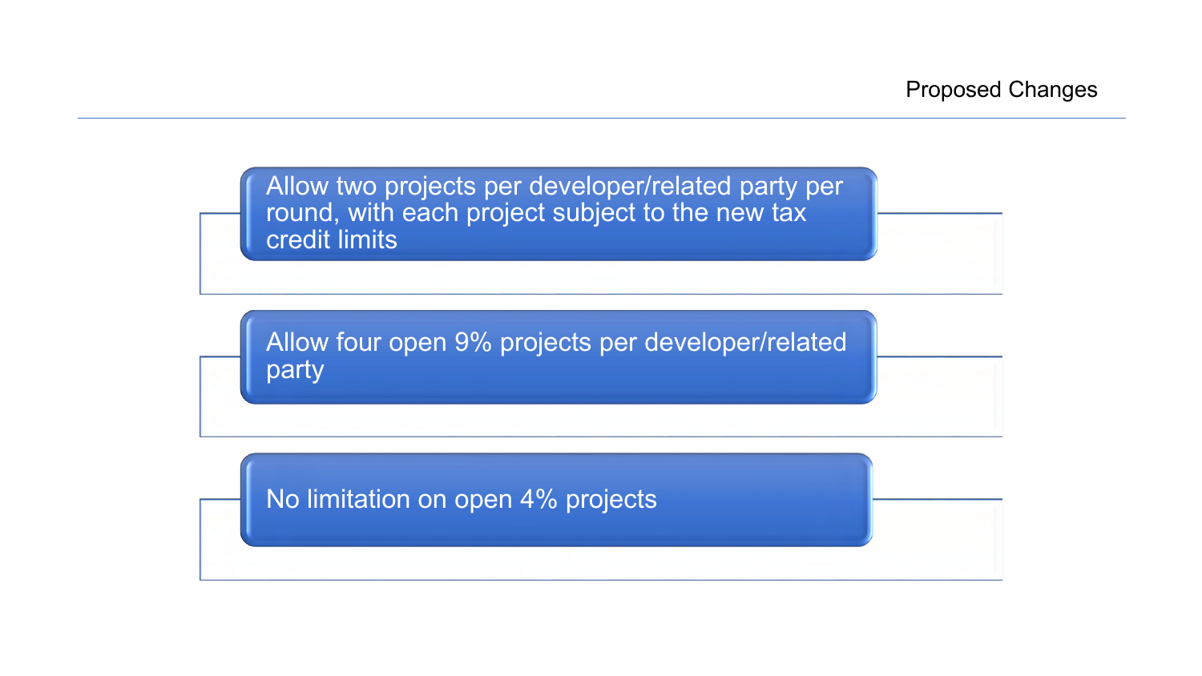## Proposed Changes

- Allow two projects per developer/related party per round, with each project subject to the new tax credit limits
- Allow four open 9% projects per developer/related party
- No limitation on open 4% projects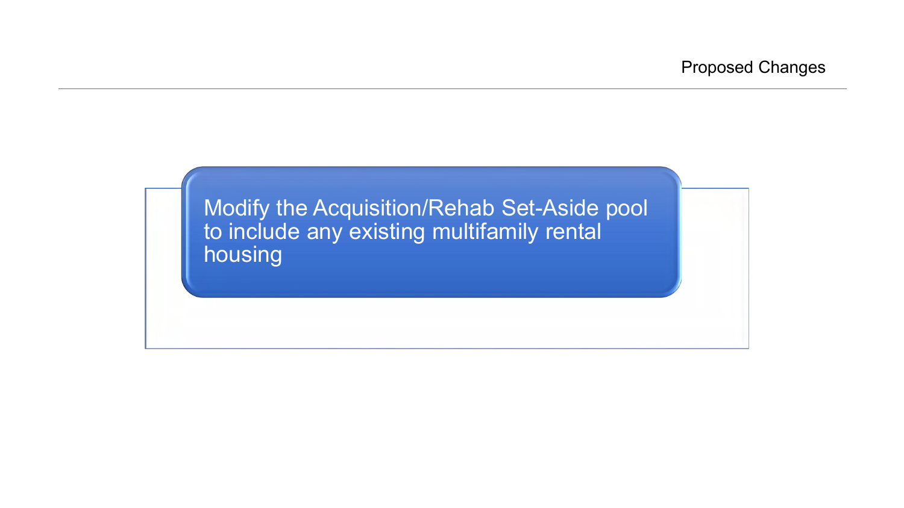## Proposed Changes

Modify the Acquisition/Rehab Set-Aside pool to include any existing multifamily rental housing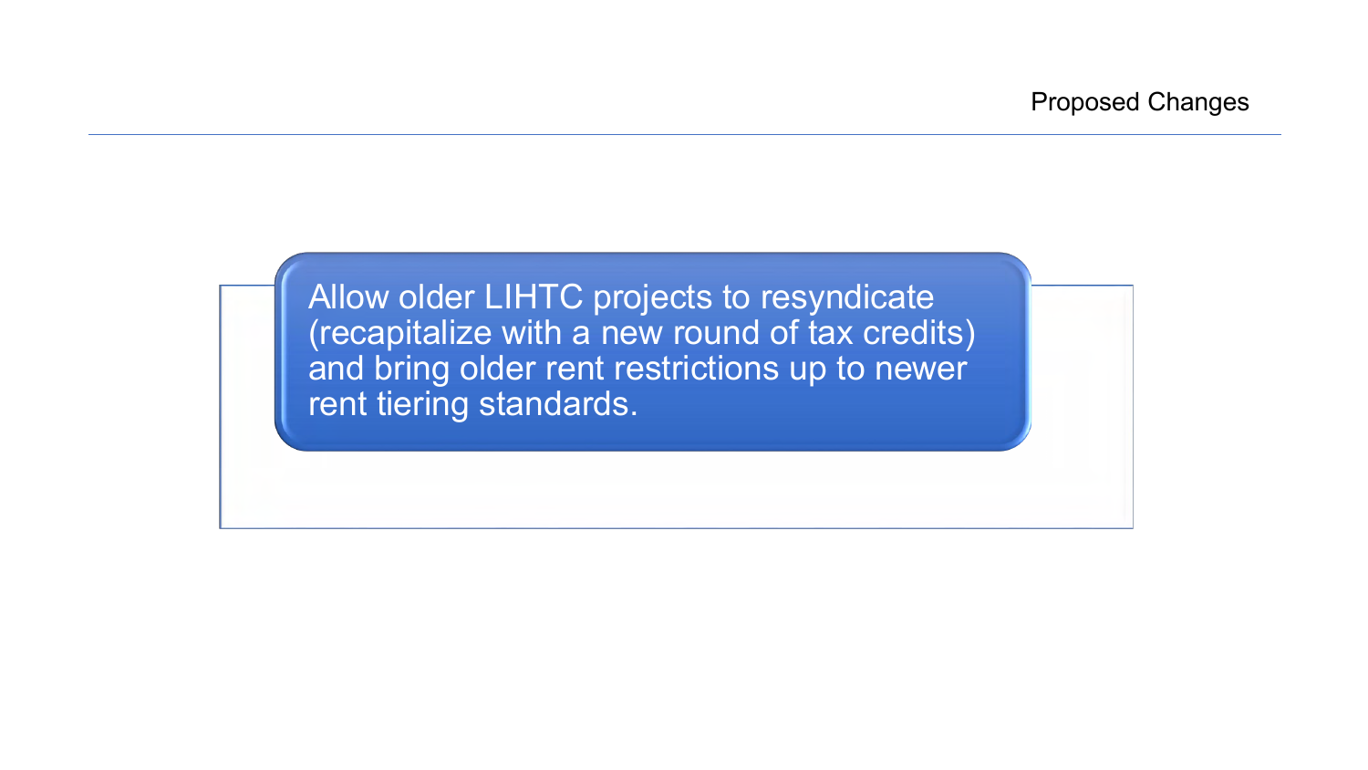## Proposed Changes

Allow older LIHTC projects to resyndicate (recapitalize with a new round of tax credits) and bring older rent restrictions up to newer rent tiering standards.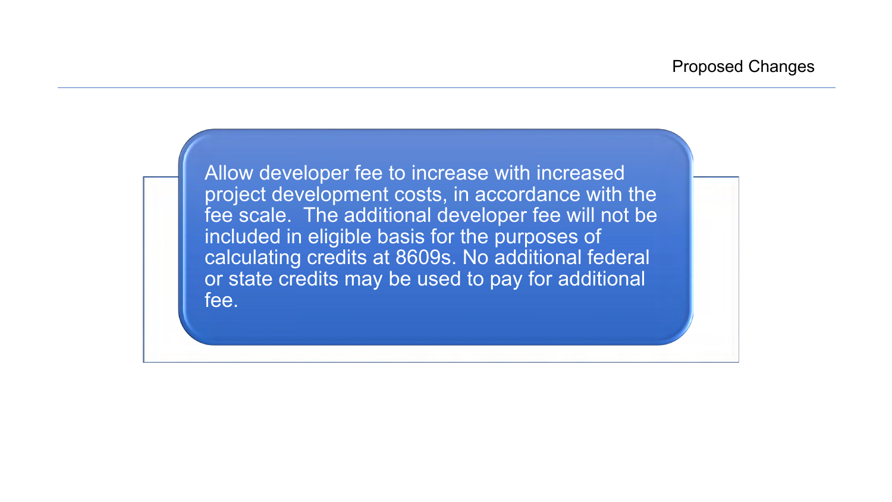## Proposed Changes

Allow developer fee to increase with increased project development costs, in accordance with the fee scale. The additional developer fee will not be included in eligible basis for the purposes of calculating credits at 8609s. No additional federal or state credits may be used to pay for additional fee.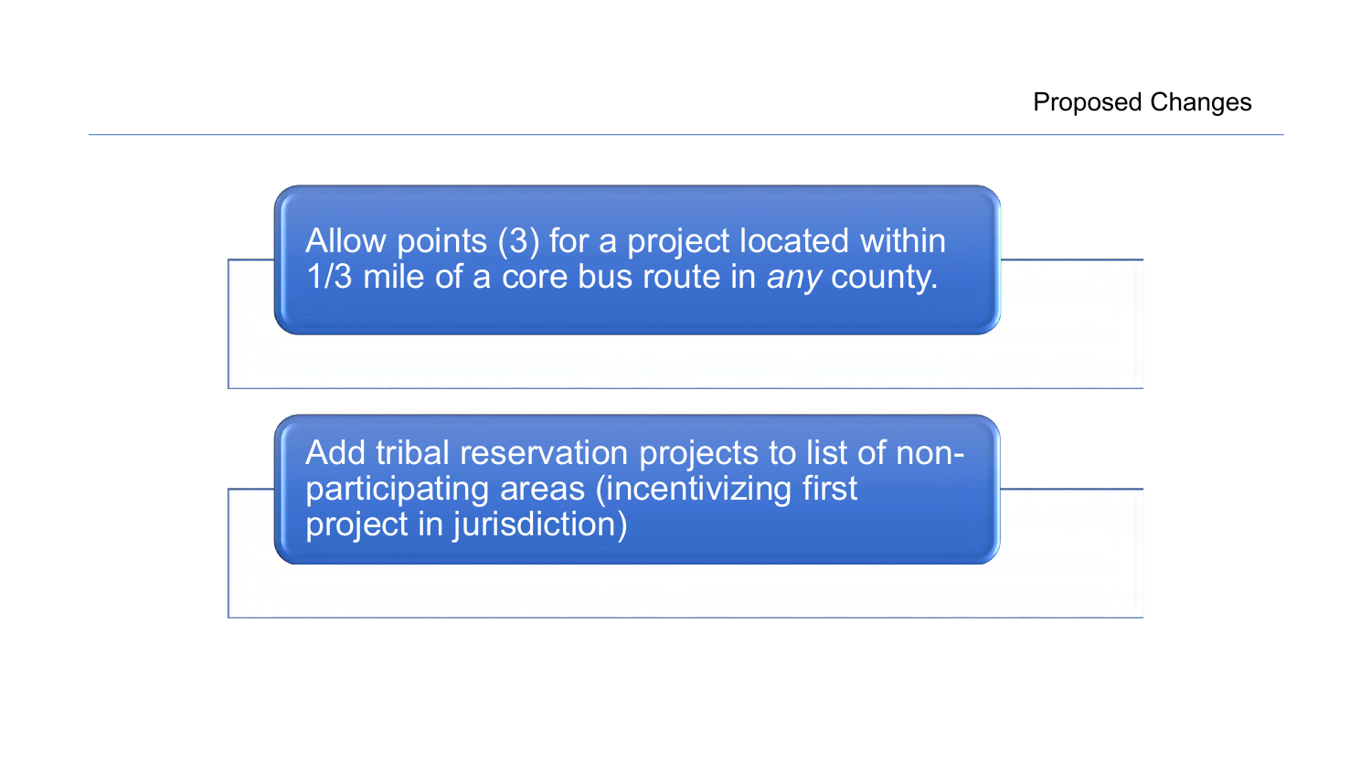## Proposed Changes

- Allow points (3) for a project located within 1/3 mile of a core bus route in *any* county.

- Add tribal reservation projects to list of non-participating areas (incentivizing first project in jurisdiction)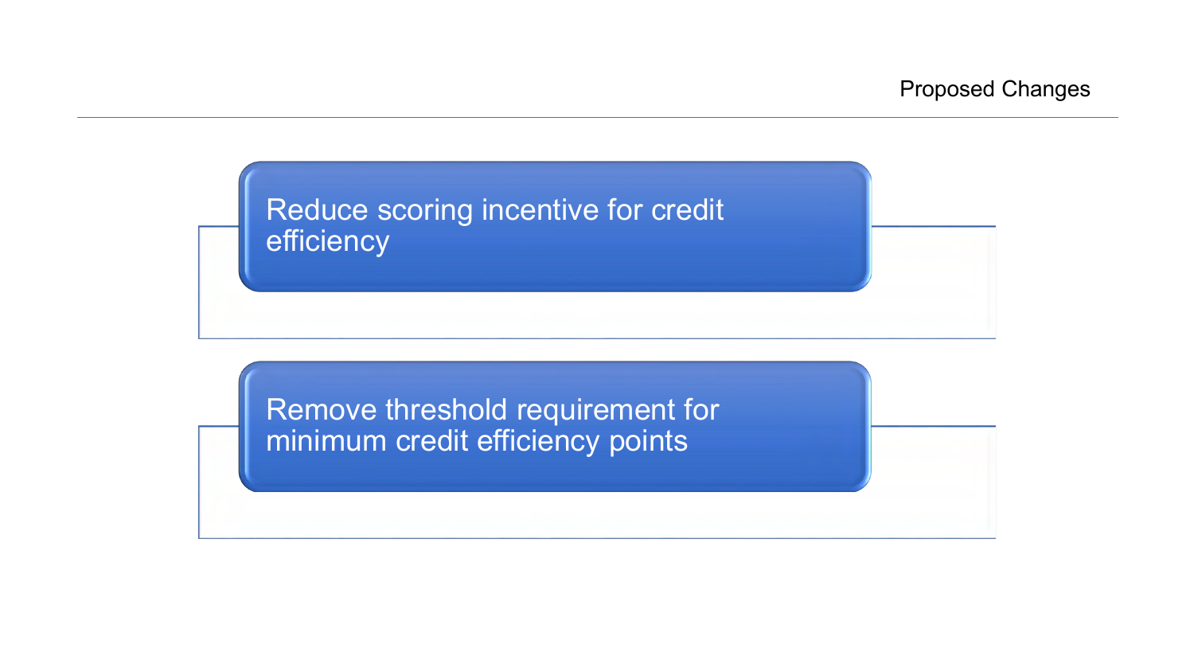# Proposed Changes

- Reduce scoring incentive for credit efficiency
- Remove threshold requirement for minimum credit efficiency points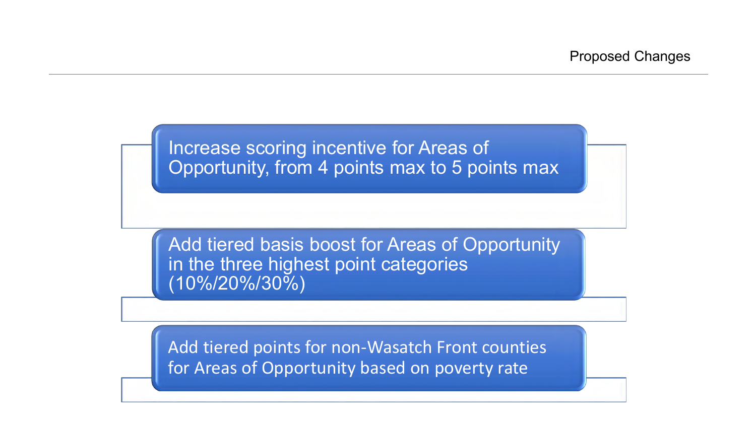## Proposed Changes

- Increase scoring incentive for Areas of Opportunity, from 4 points max to 5 points max
- Add tiered basis boost for Areas of Opportunity in the three highest point categories (10%/20%/30%)
- Add tiered points for non-Wasatch Front counties for Areas of Opportunity based on poverty rate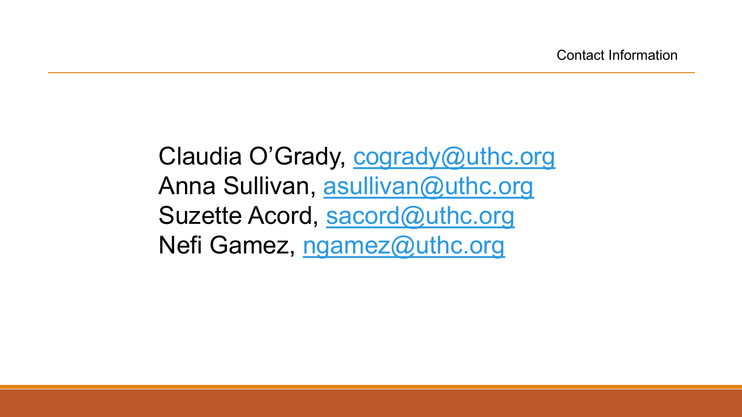# Contact Information

Claudia O'Grady, cogrady@uthc.org
Anna Sullivan, asullivan@uthc.org
Suzette Acord, sacord@uthc.org
Nefi Gamez, ngamez@uthc.org